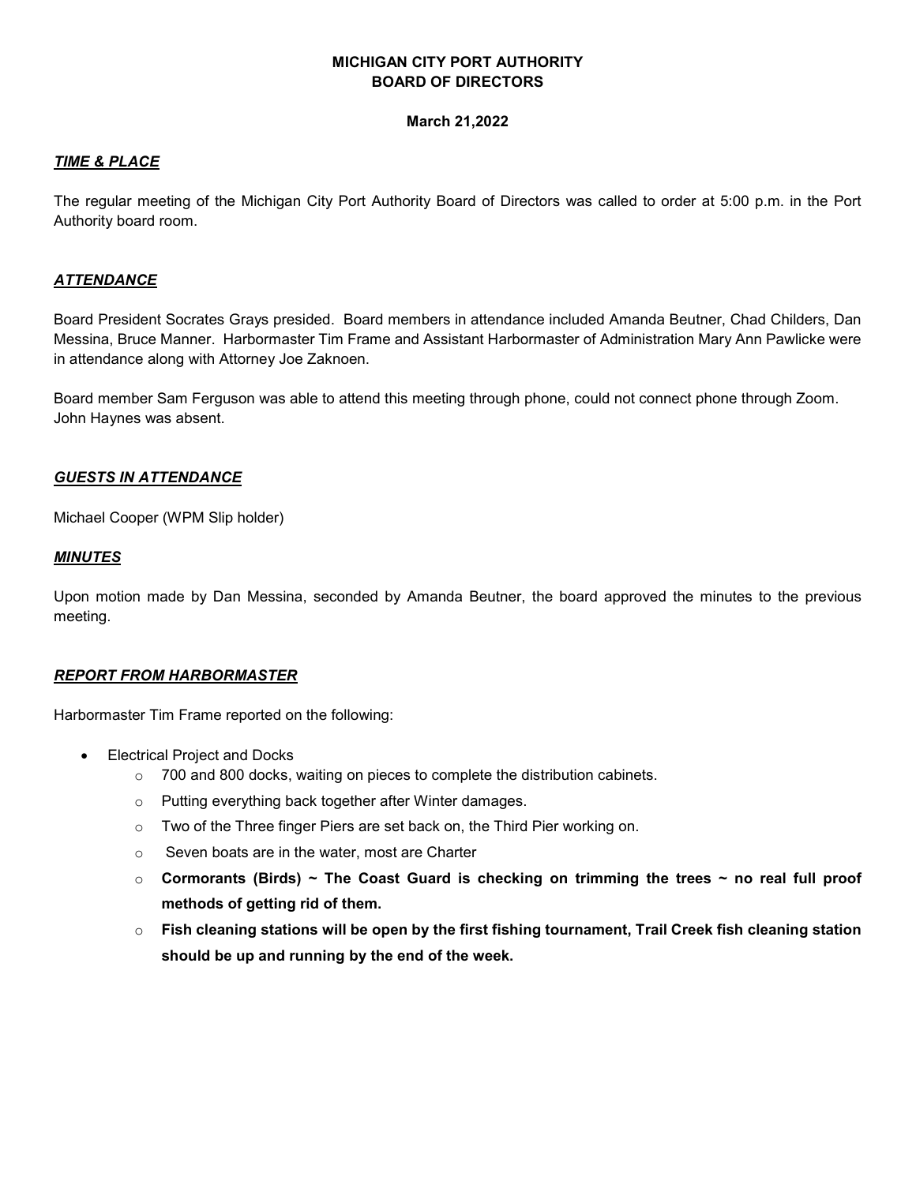**MICHIGAN CITY PORT AUTHORITY**
**BOARD OF DIRECTORS**

**March 21,2022**

***TIME & PLACE***

The regular meeting of the Michigan City Port Authority Board of Directors was called to order at 5:00 p.m. in the Port Authority board room.

***ATTENDANCE***

Board President Socrates Grays presided. Board members in attendance included Amanda Beutner, Chad Childers, Dan Messina, Bruce Manner. Harbormaster Tim Frame and Assistant Harbormaster of Administration Mary Ann Pawlicke were in attendance along with Attorney Joe Zaknoen.

Board member Sam Ferguson was able to attend this meeting through phone, could not connect phone through Zoom. John Haynes was absent.

***GUESTS IN ATTENDANCE***

Michael Cooper (WPM Slip holder)

***MINUTES***

Upon motion made by Dan Messina, seconded by Amanda Beutner, the board approved the minutes to the previous meeting.

***REPORT FROM HARBORMASTER***

Harbormaster Tim Frame reported on the following:

- Electrical Project and Docks
  - 700 and 800 docks, waiting on pieces to complete the distribution cabinets.
  - Putting everything back together after Winter damages.
  - Two of the Three finger Piers are set back on, the Third Pier working on.
  - Seven boats are in the water, most are Charter
  - **Cormorants (Birds) ~ The Coast Guard is checking on trimming the trees ~ no real full proof methods of getting rid of them.**
  - **Fish cleaning stations will be open by the first fishing tournament, Trail Creek fish cleaning station should be up and running by the end of the week.**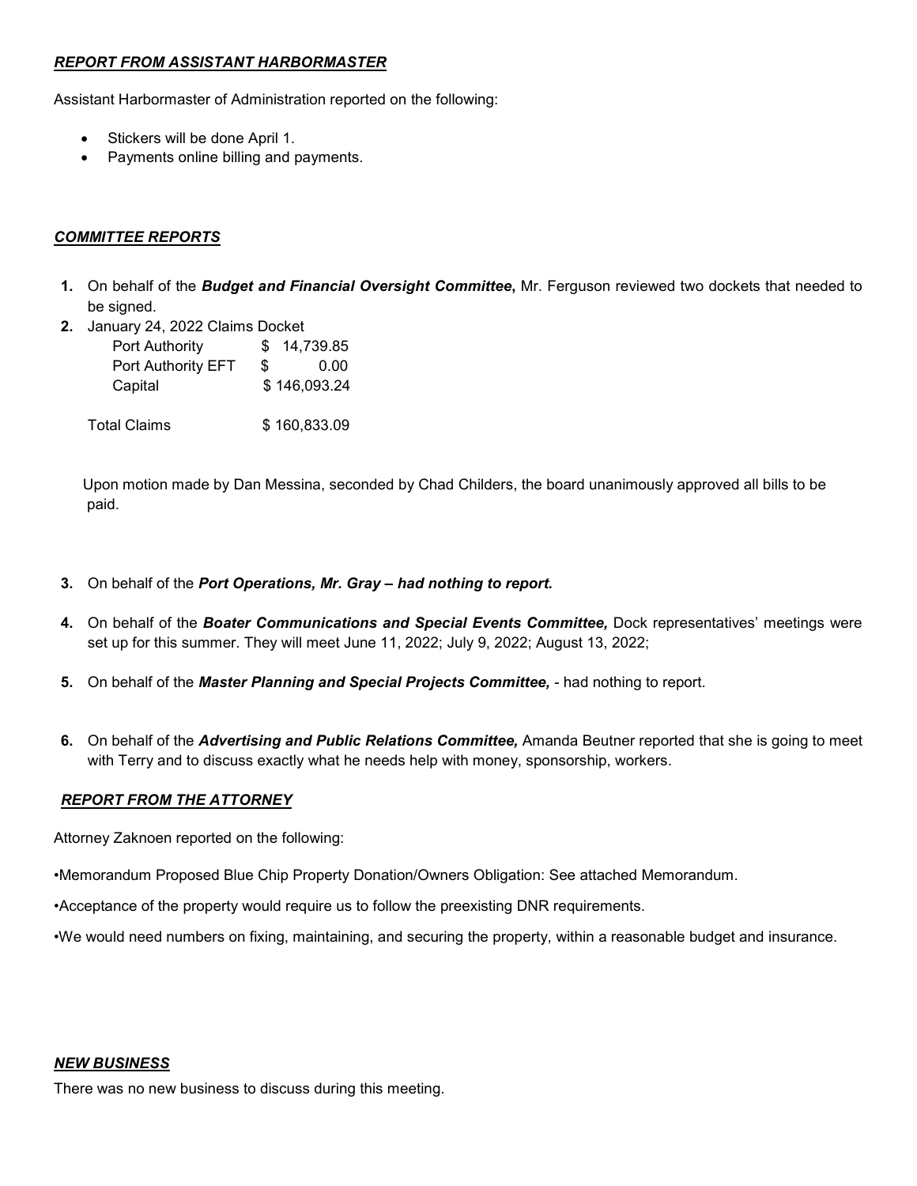***REPORT FROM ASSISTANT HARBORMASTER***

Assistant Harbormaster of Administration reported on the following:

- Stickers will be done April 1.
- Payments online billing and payments.

***COMMITTEE REPORTS***

1. On behalf of the ***Budget and Financial Oversight Committee***, Mr. Ferguson reviewed two dockets that needed to be signed.
2. January 24, 2022 Claims Docket

| | |
|---|---|
| Port Authority | $ 14,739.85 |
| Port Authority EFT | $ 0.00 |
| Capital | $ 146,093.24 |
| Total Claims | $ 160,833.09 |

Upon motion made by Dan Messina, seconded by Chad Childers, the board unanimously approved all bills to be paid.

3. On behalf of the ***Port Operations, Mr. Gray – had nothing to report.***
4. On behalf of the ***Boater Communications and Special Events Committee,*** Dock representatives' meetings were set up for this summer. They will meet June 11, 2022; July 9, 2022; August 13, 2022;
5. On behalf of the ***Master Planning and Special Projects Committee,*** - had nothing to report.
6. On behalf of the ***Advertising and Public Relations Committee,*** Amanda Beutner reported that she is going to meet with Terry and to discuss exactly what he needs help with money, sponsorship, workers.

***REPORT FROM THE ATTORNEY***

Attorney Zaknoen reported on the following:

•Memorandum Proposed Blue Chip Property Donation/Owners Obligation: See attached Memorandum.

•Acceptance of the property would require us to follow the preexisting DNR requirements.

•We would need numbers on fixing, maintaining, and securing the property, within a reasonable budget and insurance.

***NEW BUSINESS***

There was no new business to discuss during this meeting.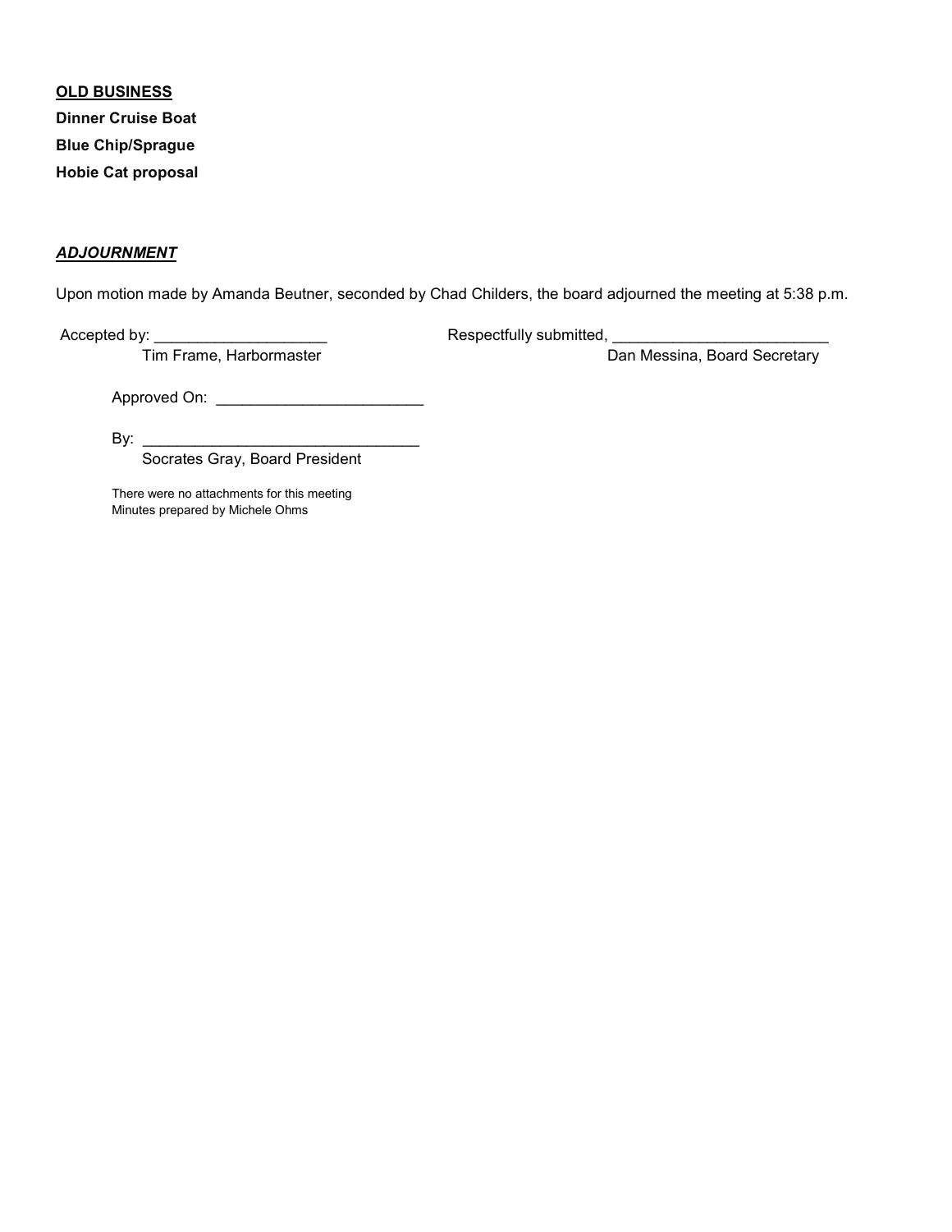**OLD BUSINESS**

**Dinner Cruise Boat**

**Blue Chip/Sprague**

**Hobie Cat proposal**

***ADJOURNMENT***

Upon motion made by Amanda Beutner, seconded by Chad Childers, the board adjourned the meeting at 5:38 p.m.

Accepted by: ____________________
Tim Frame, Harbormaster

Respectfully submitted, _________________________
Dan Messina, Board Secretary

Approved On: ________________________

By: ________________________________
Socrates Gray, Board President

There were no attachments for this meeting
Minutes prepared by Michele Ohms